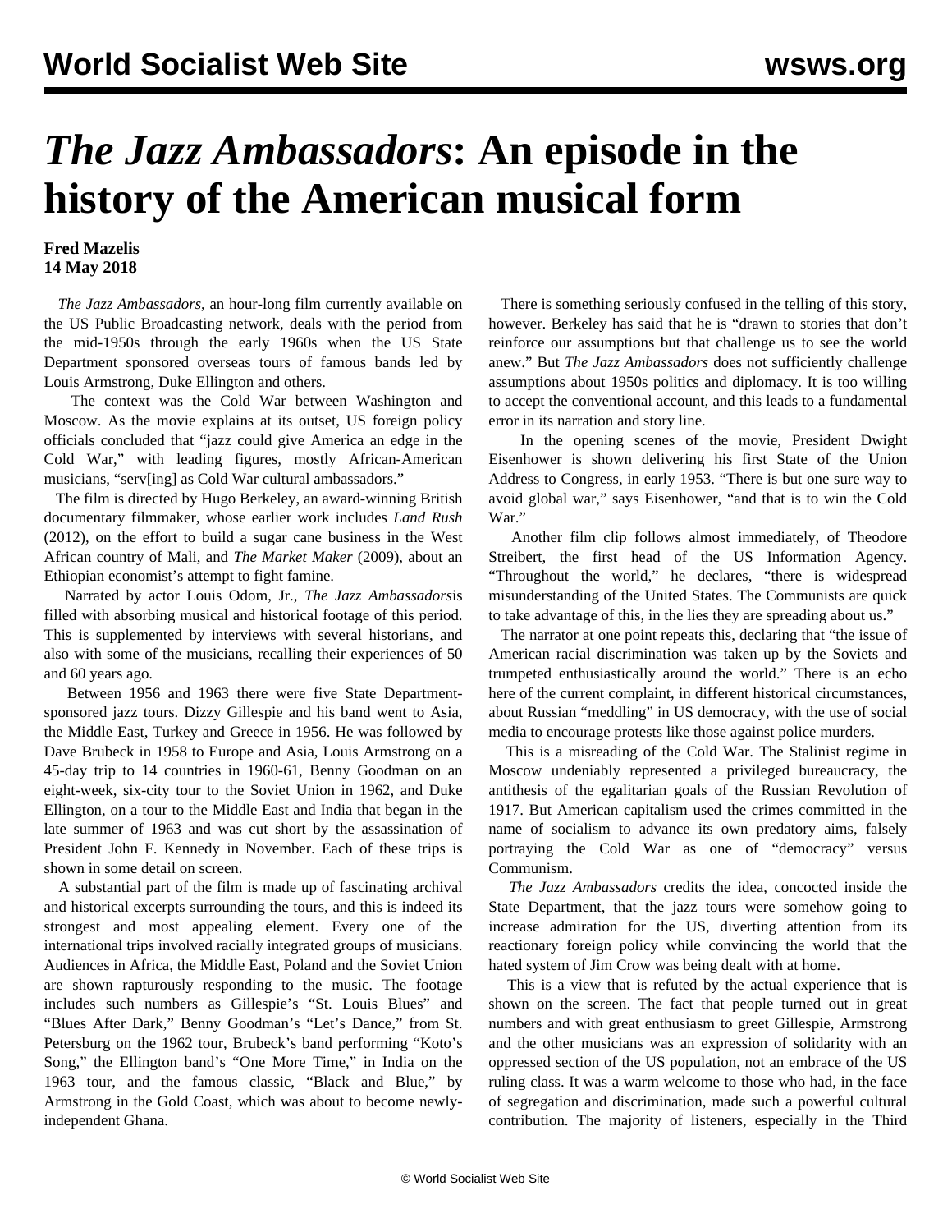# *The Jazz Ambassadors*: An episode in the history of the American musical form

**Fred Mazelis**
**14 May 2018**

*The Jazz Ambassadors*, an hour-long film currently available on the US Public Broadcasting network, deals with the period from the mid-1950s through the early 1960s when the US State Department sponsored overseas tours of famous bands led by Louis Armstrong, Duke Ellington and others.

The context was the Cold War between Washington and Moscow. As the movie explains at its outset, US foreign policy officials concluded that "jazz could give America an edge in the Cold War," with leading figures, mostly African-American musicians, "serv[ing] as Cold War cultural ambassadors."

The film is directed by Hugo Berkeley, an award-winning British documentary filmmaker, whose earlier work includes *Land Rush* (2012), on the effort to build a sugar cane business in the West African country of Mali, and *The Market Maker* (2009), about an Ethiopian economist's attempt to fight famine.

Narrated by actor Louis Odom, Jr., *The Jazz Ambassadors*is filled with absorbing musical and historical footage of this period. This is supplemented by interviews with several historians, and also with some of the musicians, recalling their experiences of 50 and 60 years ago.

Between 1956 and 1963 there were five State Department-sponsored jazz tours. Dizzy Gillespie and his band went to Asia, the Middle East, Turkey and Greece in 1956. He was followed by Dave Brubeck in 1958 to Europe and Asia, Louis Armstrong on a 45-day trip to 14 countries in 1960-61, Benny Goodman on an eight-week, six-city tour to the Soviet Union in 1962, and Duke Ellington, on a tour to the Middle East and India that began in the late summer of 1963 and was cut short by the assassination of President John F. Kennedy in November. Each of these trips is shown in some detail on screen.

A substantial part of the film is made up of fascinating archival and historical excerpts surrounding the tours, and this is indeed its strongest and most appealing element. Every one of the international trips involved racially integrated groups of musicians. Audiences in Africa, the Middle East, Poland and the Soviet Union are shown rapturously responding to the music. The footage includes such numbers as Gillespie's "St. Louis Blues" and "Blues After Dark," Benny Goodman's "Let's Dance," from St. Petersburg on the 1962 tour, Brubeck's band performing "Koto's Song," the Ellington band's "One More Time," in India on the 1963 tour, and the famous classic, "Black and Blue," by Armstrong in the Gold Coast, which was about to become newly-independent Ghana.

There is something seriously confused in the telling of this story, however. Berkeley has said that he is "drawn to stories that don't reinforce our assumptions but that challenge us to see the world anew." But *The Jazz Ambassadors* does not sufficiently challenge assumptions about 1950s politics and diplomacy. It is too willing to accept the conventional account, and this leads to a fundamental error in its narration and story line.

In the opening scenes of the movie, President Dwight Eisenhower is shown delivering his first State of the Union Address to Congress, in early 1953. "There is but one sure way to avoid global war," says Eisenhower, "and that is to win the Cold War."

Another film clip follows almost immediately, of Theodore Streibert, the first head of the US Information Agency. "Throughout the world," he declares, "there is widespread misunderstanding of the United States. The Communists are quick to take advantage of this, in the lies they are spreading about us."

The narrator at one point repeats this, declaring that "the issue of American racial discrimination was taken up by the Soviets and trumpeted enthusiastically around the world." There is an echo here of the current complaint, in different historical circumstances, about Russian "meddling" in US democracy, with the use of social media to encourage protests like those against police murders.

This is a misreading of the Cold War. The Stalinist regime in Moscow undeniably represented a privileged bureaucracy, the antithesis of the egalitarian goals of the Russian Revolution of 1917. But American capitalism used the crimes committed in the name of socialism to advance its own predatory aims, falsely portraying the Cold War as one of "democracy" versus Communism.

*The Jazz Ambassadors* credits the idea, concocted inside the State Department, that the jazz tours were somehow going to increase admiration for the US, diverting attention from its reactionary foreign policy while convincing the world that the hated system of Jim Crow was being dealt with at home.

This is a view that is refuted by the actual experience that is shown on the screen. The fact that people turned out in great numbers and with great enthusiasm to greet Gillespie, Armstrong and the other musicians was an expression of solidarity with an oppressed section of the US population, not an embrace of the US ruling class. It was a warm welcome to those who had, in the face of segregation and discrimination, made such a powerful cultural contribution. The majority of listeners, especially in the Third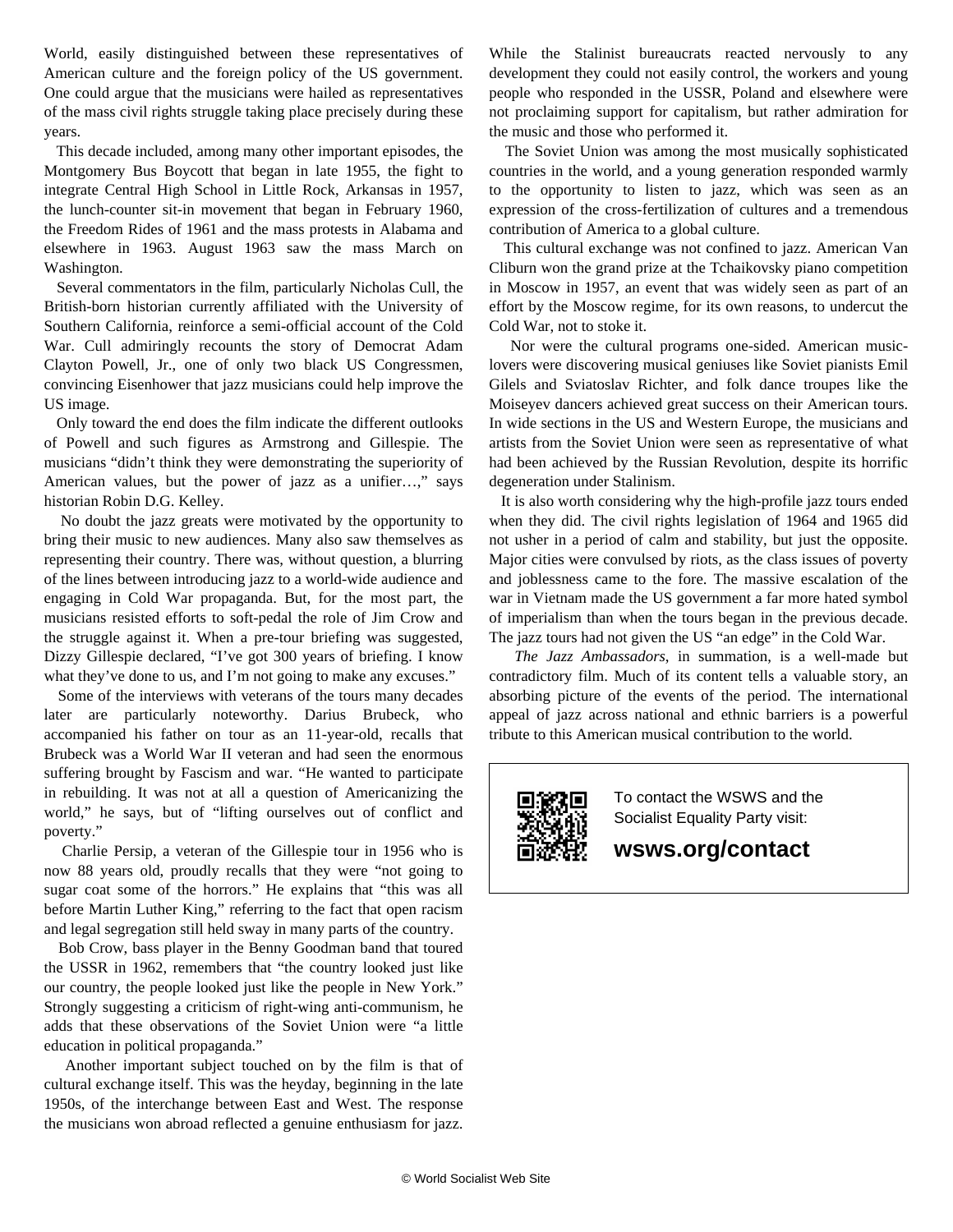World, easily distinguished between these representatives of American culture and the foreign policy of the US government. One could argue that the musicians were hailed as representatives of the mass civil rights struggle taking place precisely during these years.

This decade included, among many other important episodes, the Montgomery Bus Boycott that began in late 1955, the fight to integrate Central High School in Little Rock, Arkansas in 1957, the lunch-counter sit-in movement that began in February 1960, the Freedom Rides of 1961 and the mass protests in Alabama and elsewhere in 1963. August 1963 saw the mass March on Washington.

Several commentators in the film, particularly Nicholas Cull, the British-born historian currently affiliated with the University of Southern California, reinforce a semi-official account of the Cold War. Cull admiringly recounts the story of Democrat Adam Clayton Powell, Jr., one of only two black US Congressmen, convincing Eisenhower that jazz musicians could help improve the US image.

Only toward the end does the film indicate the different outlooks of Powell and such figures as Armstrong and Gillespie. The musicians "didn't think they were demonstrating the superiority of American values, but the power of jazz as a unifier…," says historian Robin D.G. Kelley.

No doubt the jazz greats were motivated by the opportunity to bring their music to new audiences. Many also saw themselves as representing their country. There was, without question, a blurring of the lines between introducing jazz to a world-wide audience and engaging in Cold War propaganda. But, for the most part, the musicians resisted efforts to soft-pedal the role of Jim Crow and the struggle against it. When a pre-tour briefing was suggested, Dizzy Gillespie declared, "I've got 300 years of briefing. I know what they've done to us, and I'm not going to make any excuses."

Some of the interviews with veterans of the tours many decades later are particularly noteworthy. Darius Brubeck, who accompanied his father on tour as an 11-year-old, recalls that Brubeck was a World War II veteran and had seen the enormous suffering brought by Fascism and war. "He wanted to participate in rebuilding. It was not at all a question of Americanizing the world," he says, but of "lifting ourselves out of conflict and poverty."

Charlie Persip, a veteran of the Gillespie tour in 1956 who is now 88 years old, proudly recalls that they were "not going to sugar coat some of the horrors." He explains that "this was all before Martin Luther King," referring to the fact that open racism and legal segregation still held sway in many parts of the country.

Bob Crow, bass player in the Benny Goodman band that toured the USSR in 1962, remembers that "the country looked just like our country, the people looked just like the people in New York." Strongly suggesting a criticism of right-wing anti-communism, he adds that these observations of the Soviet Union were "a little education in political propaganda."

Another important subject touched on by the film is that of cultural exchange itself. This was the heyday, beginning in the late 1950s, of the interchange between East and West. The response the musicians won abroad reflected a genuine enthusiasm for jazz. While the Stalinist bureaucrats reacted nervously to any development they could not easily control, the workers and young people who responded in the USSR, Poland and elsewhere were not proclaiming support for capitalism, but rather admiration for the music and those who performed it.

The Soviet Union was among the most musically sophisticated countries in the world, and a young generation responded warmly to the opportunity to listen to jazz, which was seen as an expression of the cross-fertilization of cultures and a tremendous contribution of America to a global culture.

This cultural exchange was not confined to jazz. American Van Cliburn won the grand prize at the Tchaikovsky piano competition in Moscow in 1957, an event that was widely seen as part of an effort by the Moscow regime, for its own reasons, to undercut the Cold War, not to stoke it.

Nor were the cultural programs one-sided. American music-lovers were discovering musical geniuses like Soviet pianists Emil Gilels and Sviatoslav Richter, and folk dance troupes like the Moiseyev dancers achieved great success on their American tours. In wide sections in the US and Western Europe, the musicians and artists from the Soviet Union were seen as representative of what had been achieved by the Russian Revolution, despite its horrific degeneration under Stalinism.

It is also worth considering why the high-profile jazz tours ended when they did. The civil rights legislation of 1964 and 1965 did not usher in a period of calm and stability, but just the opposite. Major cities were convulsed by riots, as the class issues of poverty and joblessness came to the fore. The massive escalation of the war in Vietnam made the US government a far more hated symbol of imperialism than when the tours began in the previous decade. The jazz tours had not given the US "an edge" in the Cold War.

*The Jazz Ambassadors*, in summation, is a well-made but contradictory film. Much of its content tells a valuable story, an absorbing picture of the events of the period. The international appeal of jazz across national and ethnic barriers is a powerful tribute to this American musical contribution to the world.

To contact the WSWS and the Socialist Equality Party visit:

**wsws.org/contact**